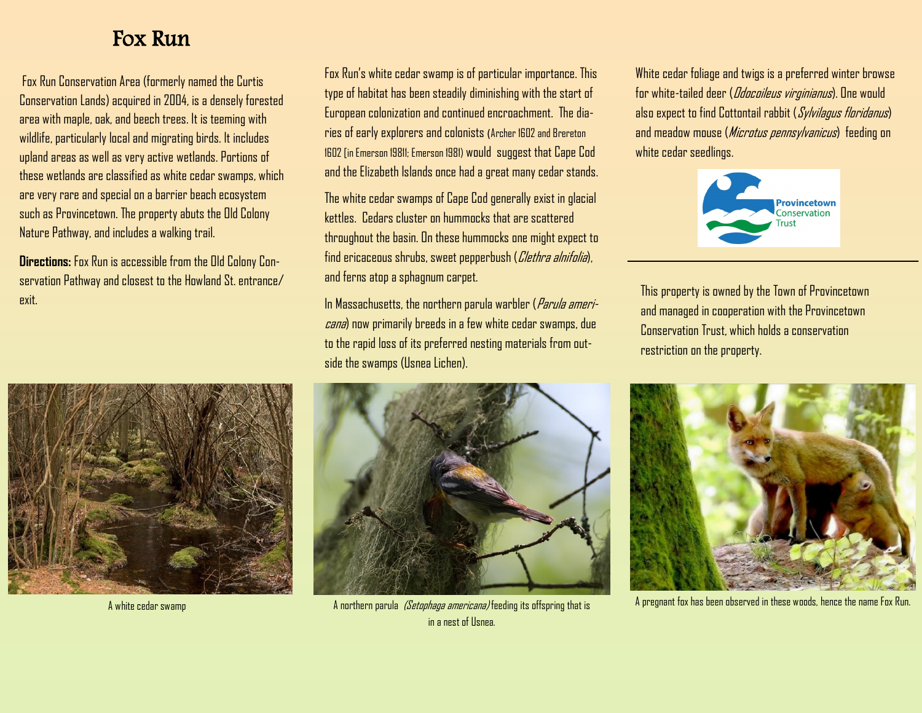# Fox Run

Fox Run Conservation Area (formerly named the Curtis Conservation Lands) acquired in 2004, is a densely forested area with maple, oak, and beech trees. It is teeming with wildlife, particularly local and migrating birds. It includes upland areas as well as very active wetlands. Portions of these wetlands are classified as white cedar swamps, which are very rare and special on a barrier beach ecosystem such as Provincetown. The property abuts the Old Colony Nature Pathway, and includes a walking trail.

**Directions:** Fox Run is accessible from the Old Colony Conservation Pathway and closest to the Howland St. entrance/exit.

Fox Run's white cedar swamp is of particular importance. This type of habitat has been steadily diminishing with the start of European colonization and continued encroachment. The diaries of early explorers and colonists (Archer 1602 and Brereton 1602 [in Emerson 1981]; Emerson 1981) would suggest that Cape Cod and the Elizabeth Islands once had a great many cedar stands.

The white cedar swamps of Cape Cod generally exist in glacial kettles. Cedars cluster on hummocks that are scattered throughout the basin. On these hummocks one might expect to find ericaceous shrubs, sweet pepperbush (*Clethra alnifolia*), and ferns atop a sphagnum carpet.

In Massachusetts, the northern parula warbler (*Parula americana*) now primarily breeds in a few white cedar swamps, due to the rapid loss of its preferred nesting materials from outside the swamps (Usnea Lichen).

White cedar foliage and twigs is a preferred winter browse for white-tailed deer (*Odocoileus virginianus*). One would also expect to find Cottontail rabbit (*Sylvilagus floridanus*) and meadow mouse (*Microtus pennsylvanicus*) feeding on white cedar seedlings.

Provincetown Conservation Trust

---

This property is owned by the Town of Provincetown and managed in cooperation with the Provincetown Conservation Trust, which holds a conservation restriction on the property.

A white cedar swamp

A northern parula *(Setophaga americana)* feeding its offspring that is in a nest of Usnea.

A pregnant fox has been observed in these woods, hence the name Fox Run.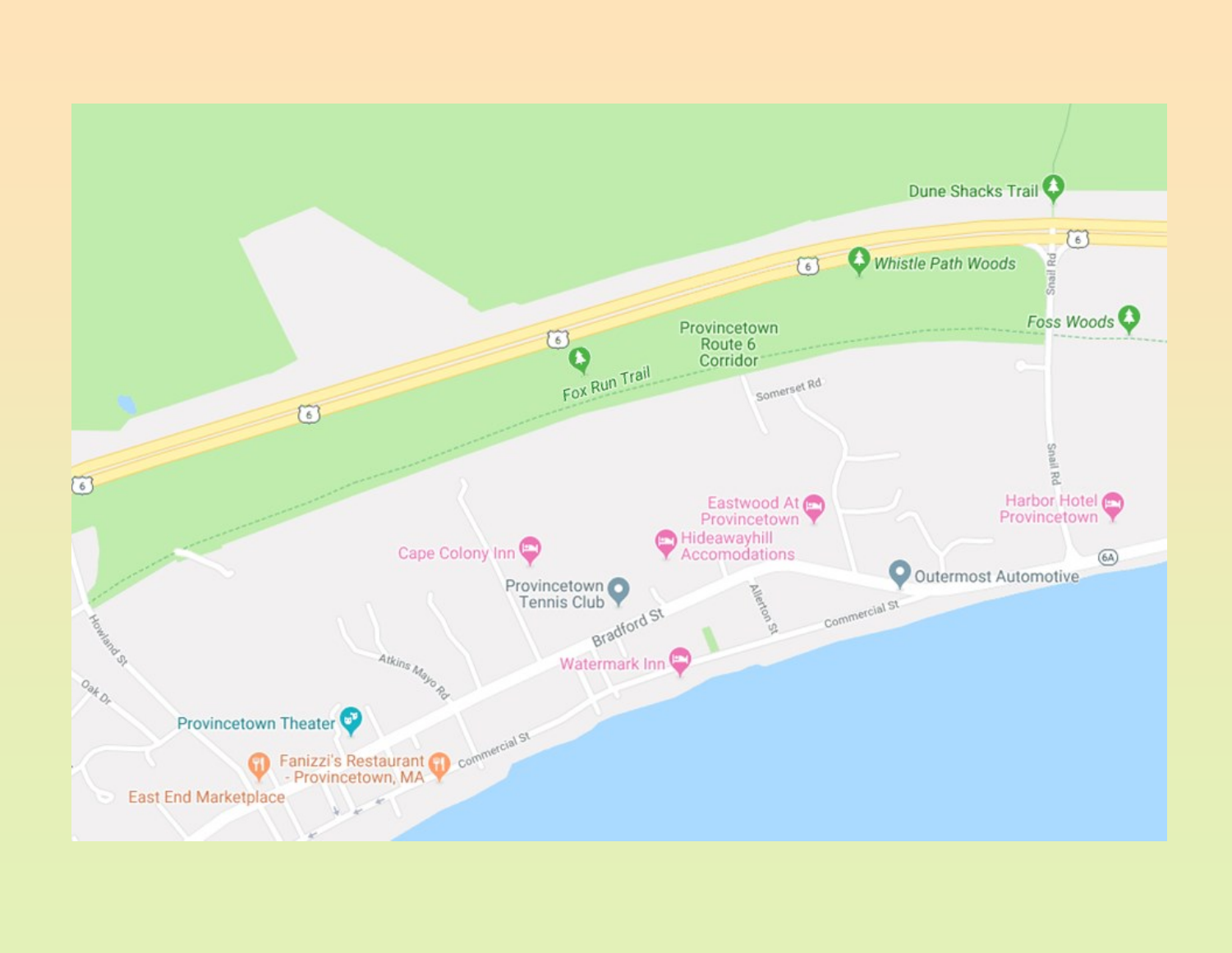Dune Shacks Trail

Whistle Path Woods

Foss Woods

Provincetown Route 6 Corridor

Fox Run Trail

Somerset Rd

Snail Rd

6

6A

Eastwood At Provincetown

Harbor Hotel Provincetown

Cape Colony Inn

Hideawayhill Accomodations

Outermost Automotive

Provincetown Tennis Club

Bradford St

Allerton St

Commercial St

Watermark Inn

Howland St

Oak Dr

Atkins Mayo Rd

Provincetown Theater

Fanizzi's Restaurant - Provincetown, MA

East End Marketplace